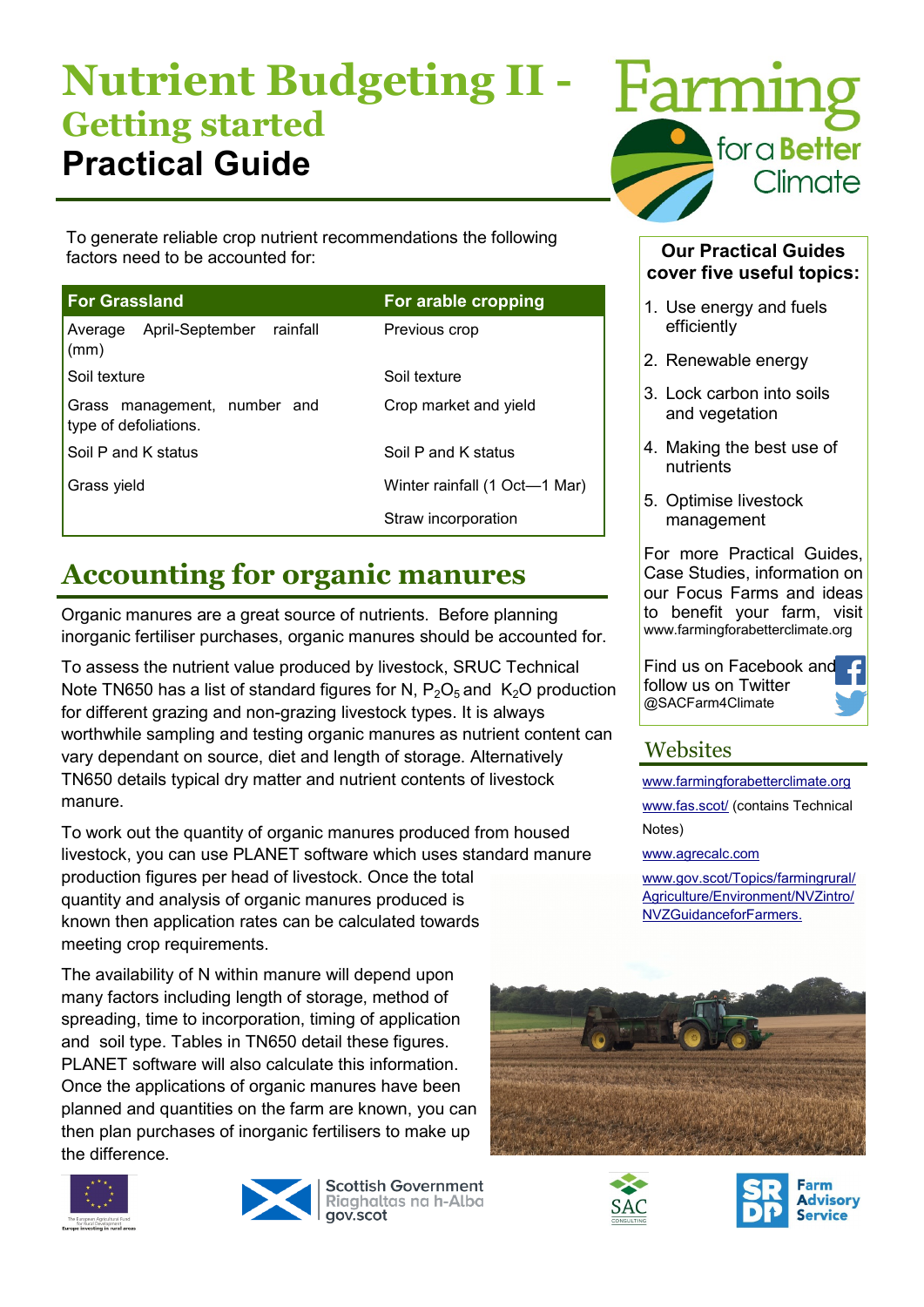# Nutrient Budgeting II - Getting started

## Practical Guide

To generate reliable crop nutrient recommendations the following factors need to be accounted for:

| For Grassland | For arable cropping |
|---|---|
| Average April-September rainfall (mm) | Previous crop |
| Soil texture | Soil texture |
| Grass management, number and type of defoliations. | Crop market and yield |
| Soil P and K status | Soil P and K status |
| Grass yield | Winter rainfall (1 Oct—1 Mar) |
| | Straw incorporation |

## Accounting for organic manures

Organic manures are a great source of nutrients. Before planning inorganic fertiliser purchases, organic manures should be accounted for.

To assess the nutrient value produced by livestock, SRUC Technical Note TN650 has a list of standard figures for N, $P_2O_5$ and $K_2O$ production for different grazing and non-grazing livestock types. It is always worthwhile sampling and testing organic manures as nutrient content can vary dependant on source, diet and length of storage. Alternatively TN650 details typical dry matter and nutrient contents of livestock manure.

To work out the quantity of organic manures produced from housed livestock, you can use PLANET software which uses standard manure production figures per head of livestock. Once the total quantity and analysis of organic manures produced is known then application rates can be calculated towards meeting crop requirements.

The availability of N within manure will depend upon many factors including length of storage, method of spreading, time to incorporation, timing of application and soil type. Tables in TN650 detail these figures. PLANET software will also calculate this information. Once the applications of organic manures have been planned and quantities on the farm are known, you can then plan purchases of inorganic fertilisers to make up the difference.

**Farming for a Better Climate**

**Our Practical Guides cover five useful topics:**

1. Use energy and fuels efficiently
2. Renewable energy
3. Lock carbon into soils and vegetation
4. Making the best use of nutrients
5. Optimise livestock management

For more Practical Guides, Case Studies, information on our Focus Farms and ideas to benefit your farm, visit www.farmingforabetterclimate.org

Find us on Facebook and follow us on Twitter @SACFarm4Climate

## Websites

www.farmingforabetterclimate.org

www.fas.scot/ (contains Technical Notes)

www.agrecalc.com

www.gov.scot/Topics/farmingrural/Agriculture/Environment/NVZintro/NVZGuidanceforFarmers.

The European Agricultural Fund for Rural Development: Europe investing in rural areas

Scottish Government
Riaghaltas na h-Alba
gov.scot

SAC Consulting

SRDP Farm Advisory Service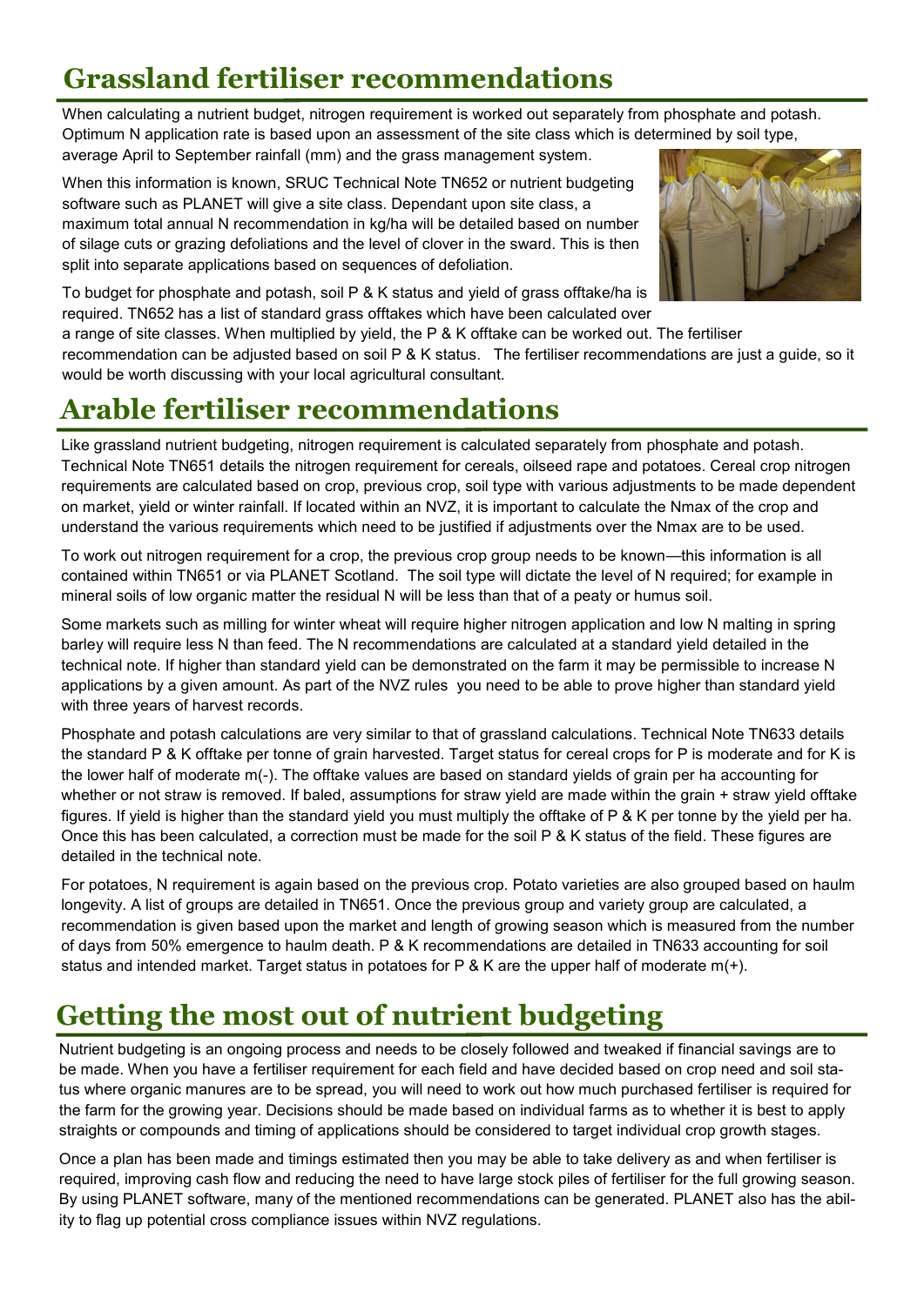## Grassland fertiliser recommendations

When calculating a nutrient budget, nitrogen requirement is worked out separately from phosphate and potash. Optimum N application rate is based upon an assessment of the site class which is determined by soil type, average April to September rainfall (mm) and the grass management system.

When this information is known, SRUC Technical Note TN652 or nutrient budgeting software such as PLANET will give a site class. Dependant upon site class, a maximum total annual N recommendation in kg/ha will be detailed based on number of silage cuts or grazing defoliations and the level of clover in the sward. This is then split into separate applications based on sequences of defoliation.

To budget for phosphate and potash, soil P & K status and yield of grass offtake/ha is required. TN652 has a list of standard grass offtakes which have been calculated over a range of site classes. When multiplied by yield, the P & K offtake can be worked out. The fertiliser recommendation can be adjusted based on soil P & K status. The fertiliser recommendations are just a guide, so it would be worth discussing with your local agricultural consultant.

## Arable fertiliser recommendations

Like grassland nutrient budgeting, nitrogen requirement is calculated separately from phosphate and potash. Technical Note TN651 details the nitrogen requirement for cereals, oilseed rape and potatoes. Cereal crop nitrogen requirements are calculated based on crop, previous crop, soil type with various adjustments to be made dependent on market, yield or winter rainfall. If located within an NVZ, it is important to calculate the Nmax of the crop and understand the various requirements which need to be justified if adjustments over the Nmax are to be used.

To work out nitrogen requirement for a crop, the previous crop group needs to be known—this information is all contained within TN651 or via PLANET Scotland. The soil type will dictate the level of N required; for example in mineral soils of low organic matter the residual N will be less than that of a peaty or humus soil.

Some markets such as milling for winter wheat will require higher nitrogen application and low N malting in spring barley will require less N than feed. The N recommendations are calculated at a standard yield detailed in the technical note. If higher than standard yield can be demonstrated on the farm it may be permissible to increase N applications by a given amount. As part of the NVZ rules you need to be able to prove higher than standard yield with three years of harvest records.

Phosphate and potash calculations are very similar to that of grassland calculations. Technical Note TN633 details the standard P & K offtake per tonne of grain harvested. Target status for cereal crops for P is moderate and for K is the lower half of moderate m(-). The offtake values are based on standard yields of grain per ha accounting for whether or not straw is removed. If baled, assumptions for straw yield are made within the grain + straw yield offtake figures. If yield is higher than the standard yield you must multiply the offtake of P & K per tonne by the yield per ha. Once this has been calculated, a correction must be made for the soil P & K status of the field. These figures are detailed in the technical note.

For potatoes, N requirement is again based on the previous crop. Potato varieties are also grouped based on haulm longevity. A list of groups are detailed in TN651. Once the previous group and variety group are calculated, a recommendation is given based upon the market and length of growing season which is measured from the number of days from 50% emergence to haulm death. P & K recommendations are detailed in TN633 accounting for soil status and intended market. Target status in potatoes for P & K are the upper half of moderate m(+).

## Getting the most out of nutrient budgeting

Nutrient budgeting is an ongoing process and needs to be closely followed and tweaked if financial savings are to be made. When you have a fertiliser requirement for each field and have decided based on crop need and soil status where organic manures are to be spread, you will need to work out how much purchased fertiliser is required for the farm for the growing year. Decisions should be made based on individual farms as to whether it is best to apply straights or compounds and timing of applications should be considered to target individual crop growth stages.

Once a plan has been made and timings estimated then you may be able to take delivery as and when fertiliser is required, improving cash flow and reducing the need to have large stock piles of fertiliser for the full growing season. By using PLANET software, many of the mentioned recommendations can be generated. PLANET also has the ability to flag up potential cross compliance issues within NVZ regulations.